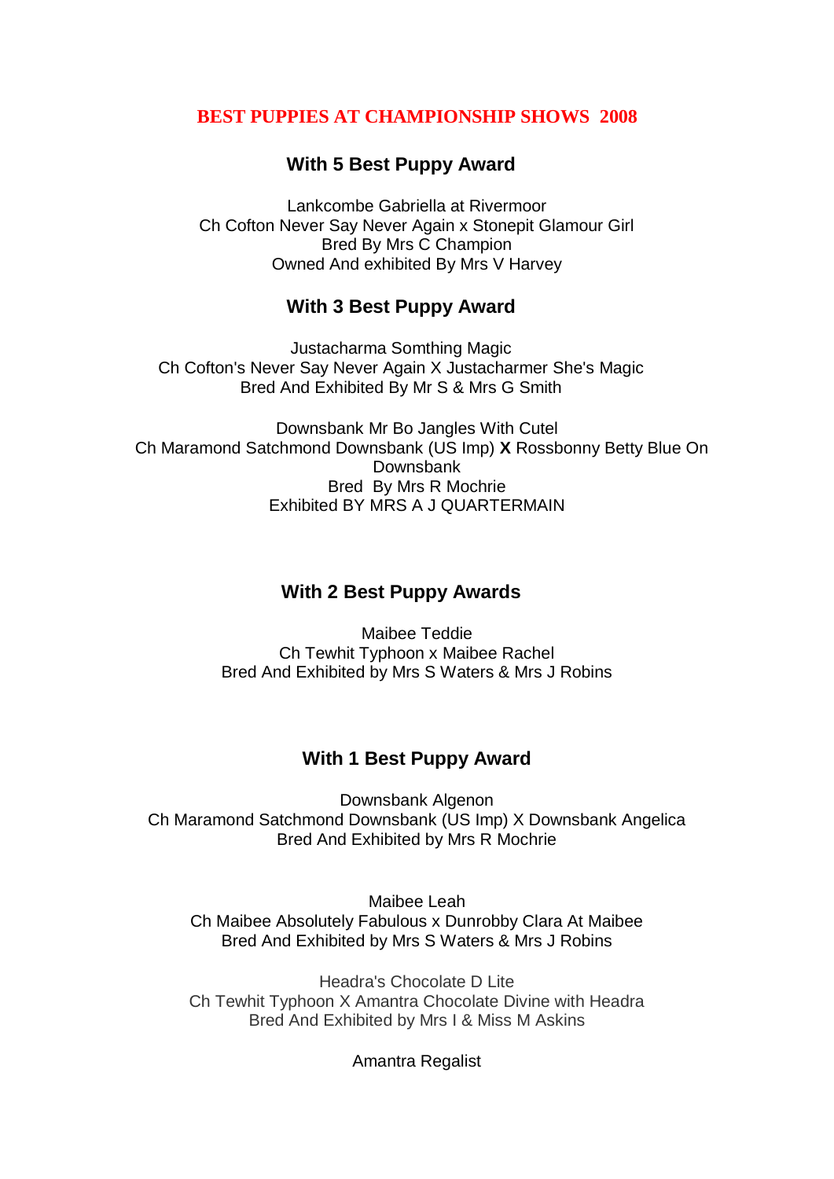# BEST PUPPIES AT CHAMPIONSHIP SHOWS 2008

## With 5 Best Puppy Award

Lankcombe Gabriella at Rivermoor
Ch Cofton Never Say Never Again x Stonepit Glamour Girl
Bred By Mrs C Champion
Owned And exhibited By Mrs V Harvey

## With 3 Best Puppy Award

Justacharma Somthing Magic
Ch Cofton's Never Say Never Again X Justacharmer She's Magic
Bred And Exhibited By Mr S & Mrs G Smith

Downsbank Mr Bo Jangles With Cutel
Ch Maramond Satchmond Downsbank (US Imp) **X** Rossbonny Betty Blue On Downsbank
Bred By Mrs R Mochrie
Exhibited BY MRS A J QUARTERMAIN

## With 2 Best Puppy Awards

Maibee Teddie
Ch Tewhit Typhoon x Maibee Rachel
Bred And Exhibited by Mrs S Waters & Mrs J Robins

## With 1 Best Puppy Award

Downsbank Algenon
Ch Maramond Satchmond Downsbank (US Imp) X Downsbank Angelica
Bred And Exhibited by Mrs R Mochrie

Maibee Leah
Ch Maibee Absolutely Fabulous x Dunrobby Clara At Maibee
Bred And Exhibited by Mrs S Waters & Mrs J Robins

Headra's Chocolate D Lite
Ch Tewhit Typhoon X Amantra Chocolate Divine with Headra
Bred And Exhibited by Mrs I & Miss M Askins

Amantra Regalist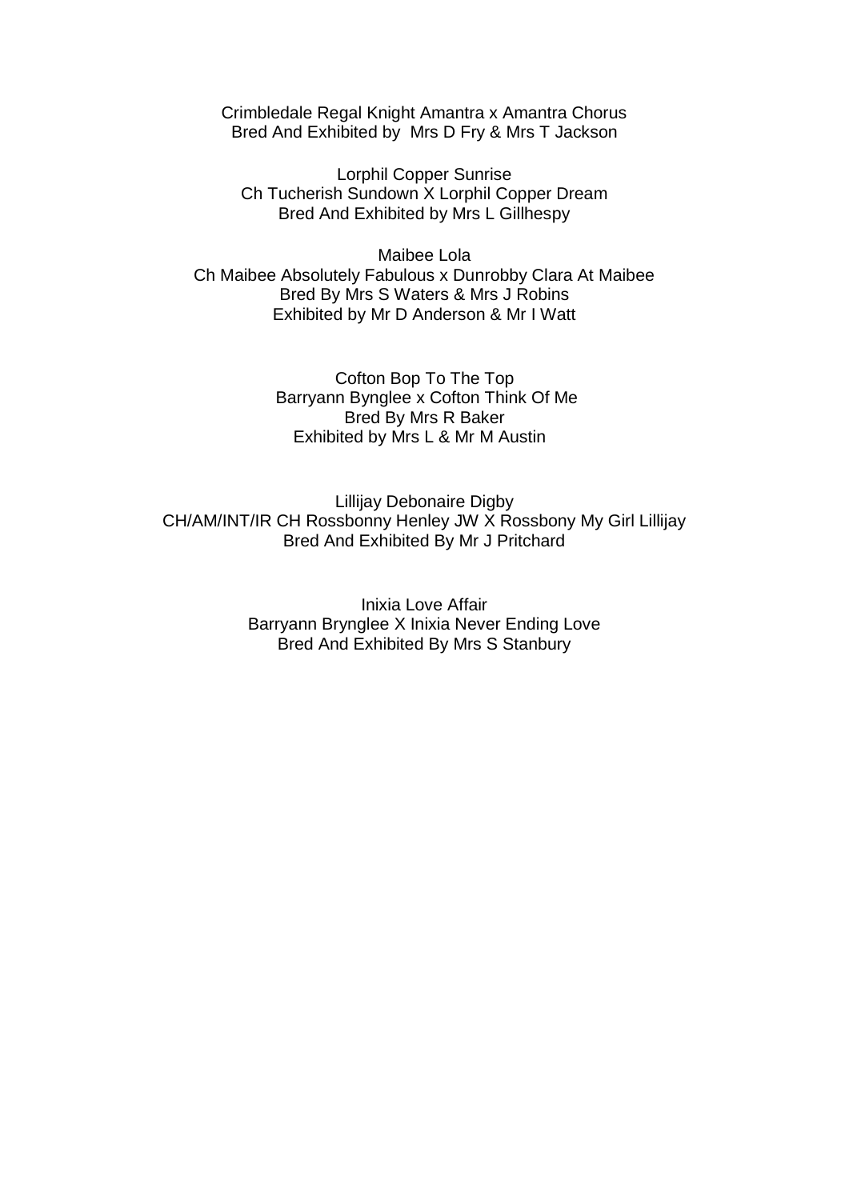Crimbledale Regal Knight Amantra x Amantra Chorus
Bred And Exhibited by Mrs D Fry & Mrs T Jackson

Lorphil Copper Sunrise
Ch Tucherish Sundown X Lorphil Copper Dream
Bred And Exhibited by Mrs L Gillhespy

Maibee Lola
Ch Maibee Absolutely Fabulous x Dunrobby Clara At Maibee
Bred By Mrs S Waters & Mrs J Robins
Exhibited by Mr D Anderson & Mr I Watt

Cofton Bop To The Top
Barryann Bynglee x Cofton Think Of Me
Bred By Mrs R Baker
Exhibited by Mrs L & Mr M Austin

Lillijay Debonaire Digby
CH/AM/INT/IR CH Rossbonny Henley JW X Rossbony My Girl Lillijay
Bred And Exhibited By Mr J Pritchard

Inixia Love Affair
Barryann Brynglee X Inixia Never Ending Love
Bred And Exhibited By Mrs S Stanbury